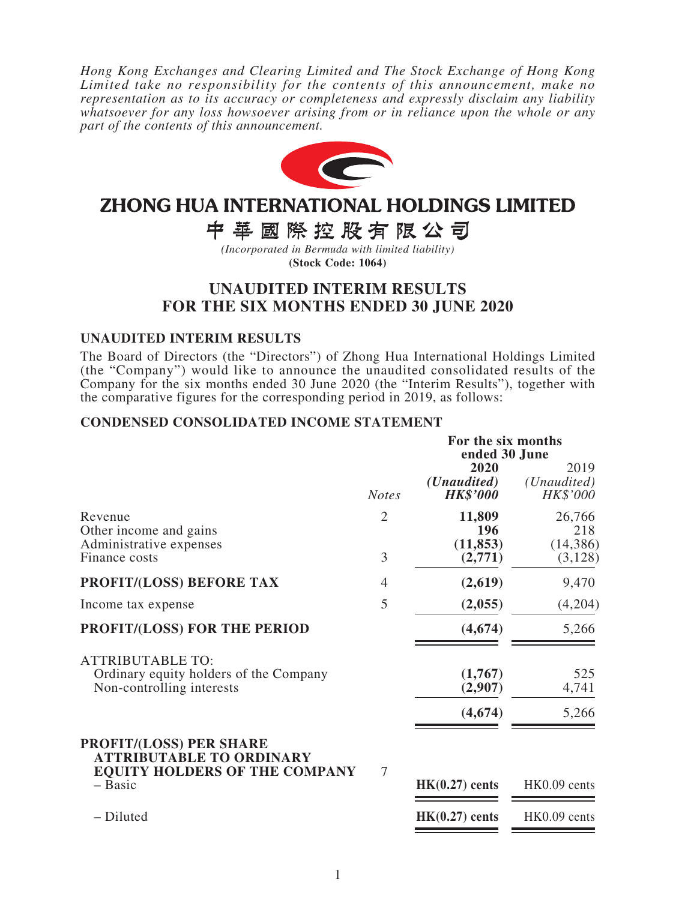*Hong Kong Exchanges and Clearing Limited and The Stock Exchange of Hong Kong Limited take no responsibility for the contents of this announcement, make no representation as to its accuracy or completeness and expressly disclaim any liability whatsoever for any loss howsoever arising from or in reliance upon the whole or any part of the contents of this announcement.*

# ZHONG HUA INTERNATIONAL HOLDINGS LIMITED

# 中華國際控股有限公司

*(Incorporated in Bermuda with limited liability)*

**(Stock Code: 1064)**

## UNAUDITED INTERIM RESULTS FOR THE SIX MONTHS ENDED 30 JUNE 2020

### UNAUDITED INTERIM RESULTS

The Board of Directors (the "Directors") of Zhong Hua International Holdings Limited (the "Company") would like to announce the unaudited consolidated results of the Company for the six months ended 30 June 2020 (the "Interim Results"), together with the comparative figures for the corresponding period in 2019, as follows:

### CONDENSED CONSOLIDATED INCOME STATEMENT

| | | For the six months ended 30 June | |
|---|---|---|---|
| | | **2020** | 2019 |
| | | ***(Unaudited)*** | *(Unaudited)* |
| | *Notes* | ***HK$'000*** | *HK$'000* |
| Revenue | 2 | **11,809** | 26,766 |
| Other income and gains | | **196** | 218 |
| Administrative expenses | | **(11,853)** | (14,386) |
| Finance costs | 3 | **(2,771)** | (3,128) |
| **PROFIT/(LOSS) BEFORE TAX** | 4 | **(2,619)** | 9,470 |
| Income tax expense | 5 | **(2,055)** | (4,204) |
| **PROFIT/(LOSS) FOR THE PERIOD** | | **(4,674)** | 5,266 |
| ATTRIBUTABLE TO: | | | |
| Ordinary equity holders of the Company | | **(1,767)** | 525 |
| Non-controlling interests | | **(2,907)** | 4,741 |
| | | **(4,674)** | 5,266 |
| **PROFIT/(LOSS) PER SHARE ATTRIBUTABLE TO ORDINARY EQUITY HOLDERS OF THE COMPANY** | 7 | | |
| – Basic | | **HK(0.27) cents** | HK0.09 cents |
| – Diluted | | **HK(0.27) cents** | HK0.09 cents |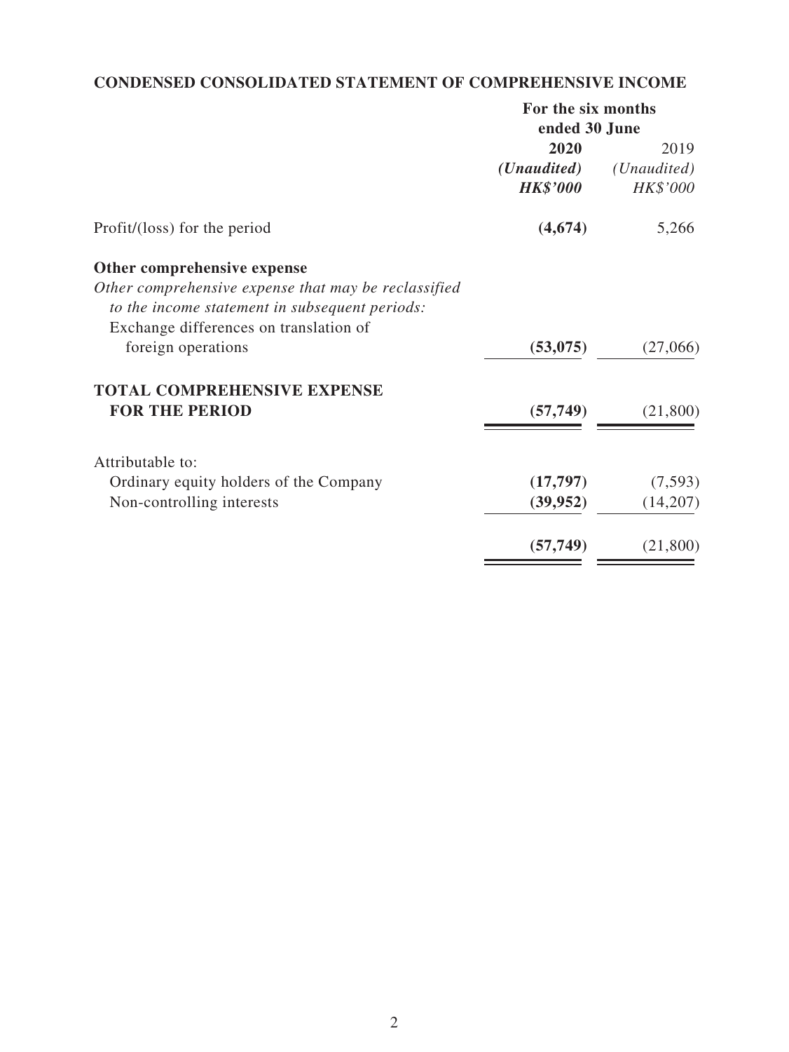## CONDENSED CONSOLIDATED STATEMENT OF COMPREHENSIVE INCOME

| | For the six months ended 30 June | |
|---|---|---|
| | **2020** | 2019 |
| | ***(Unaudited)*** | *(Unaudited)* |
| | ***HK$'000*** | *HK$'000* |
| Profit/(loss) for the period | **(4,674)** | 5,266 |
| **Other comprehensive expense** | | |
| *Other comprehensive expense that may be reclassified to the income statement in subsequent periods:* | | |
| Exchange differences on translation of foreign operations | **(53,075)** | (27,066) |
| **TOTAL COMPREHENSIVE EXPENSE FOR THE PERIOD** | **(57,749)** | (21,800) |
| Attributable to: | | |
| Ordinary equity holders of the Company | **(17,797)** | (7,593) |
| Non-controlling interests | **(39,952)** | (14,207) |
| | **(57,749)** | (21,800) |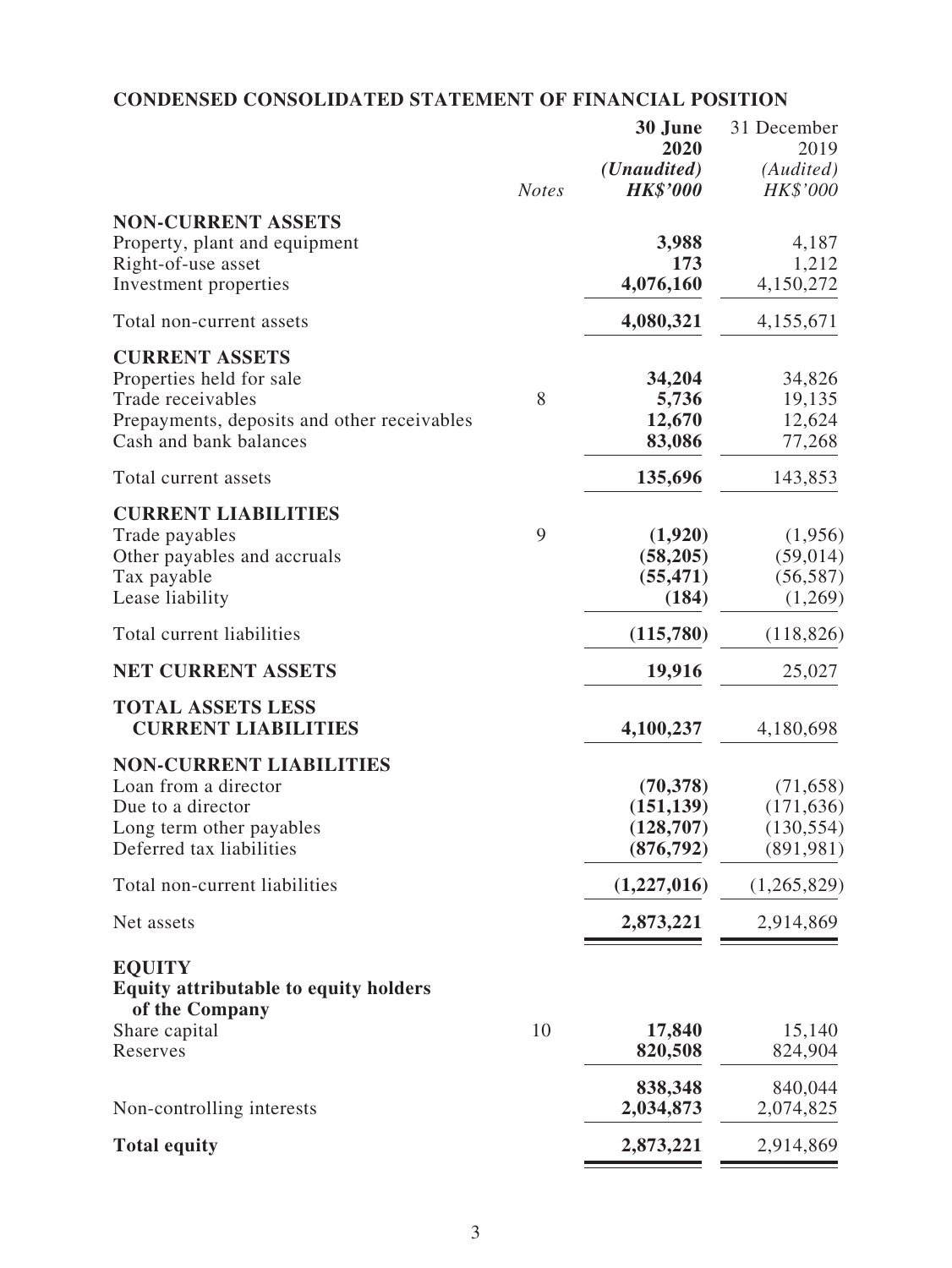## CONDENSED CONSOLIDATED STATEMENT OF FINANCIAL POSITION

| | *Notes* | **30 June 2020** ***(Unaudited)*** ***HK$'000*** | 31 December 2019 *(Audited)* *HK$'000* |
|---|---|---|---|
| **NON-CURRENT ASSETS** | | | |
| Property, plant and equipment | | **3,988** | 4,187 |
| Right-of-use asset | | **173** | 1,212 |
| Investment properties | | **4,076,160** | 4,150,272 |
| Total non-current assets | | **4,080,321** | 4,155,671 |
| **CURRENT ASSETS** | | | |
| Properties held for sale | | **34,204** | 34,826 |
| Trade receivables | 8 | **5,736** | 19,135 |
| Prepayments, deposits and other receivables | | **12,670** | 12,624 |
| Cash and bank balances | | **83,086** | 77,268 |
| Total current assets | | **135,696** | 143,853 |
| **CURRENT LIABILITIES** | | | |
| Trade payables | 9 | **(1,920)** | (1,956) |
| Other payables and accruals | | **(58,205)** | (59,014) |
| Tax payable | | **(55,471)** | (56,587) |
| Lease liability | | **(184)** | (1,269) |
| Total current liabilities | | **(115,780)** | (118,826) |
| **NET CURRENT ASSETS** | | **19,916** | 25,027 |
| **TOTAL ASSETS LESS CURRENT LIABILITIES** | | **4,100,237** | 4,180,698 |
| **NON-CURRENT LIABILITIES** | | | |
| Loan from a director | | **(70,378)** | (71,658) |
| Due to a director | | **(151,139)** | (171,636) |
| Long term other payables | | **(128,707)** | (130,554) |
| Deferred tax liabilities | | **(876,792)** | (891,981) |
| Total non-current liabilities | | **(1,227,016)** | (1,265,829) |
| Net assets | | **2,873,221** | 2,914,869 |
| **EQUITY** | | | |
| **Equity attributable to equity holders of the Company** | | | |
| Share capital | 10 | **17,840** | 15,140 |
| Reserves | | **820,508** | 824,904 |
| | | **838,348** | 840,044 |
| Non-controlling interests | | **2,034,873** | 2,074,825 |
| **Total equity** | | **2,873,221** | 2,914,869 |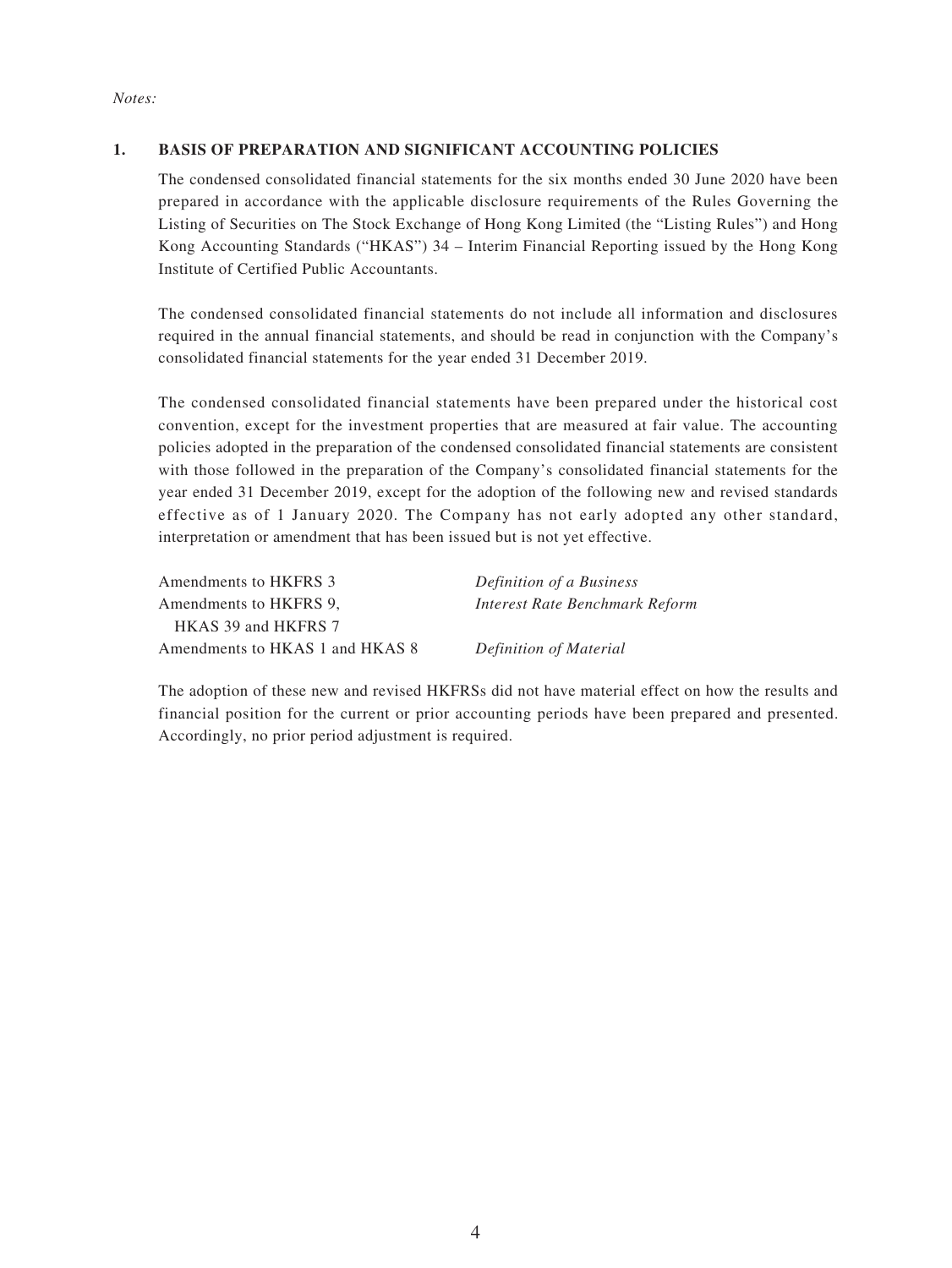*Notes:*

## 1. BASIS OF PREPARATION AND SIGNIFICANT ACCOUNTING POLICIES

The condensed consolidated financial statements for the six months ended 30 June 2020 have been prepared in accordance with the applicable disclosure requirements of the Rules Governing the Listing of Securities on The Stock Exchange of Hong Kong Limited (the "Listing Rules") and Hong Kong Accounting Standards ("HKAS") 34 – Interim Financial Reporting issued by the Hong Kong Institute of Certified Public Accountants.

The condensed consolidated financial statements do not include all information and disclosures required in the annual financial statements, and should be read in conjunction with the Company's consolidated financial statements for the year ended 31 December 2019.

The condensed consolidated financial statements have been prepared under the historical cost convention, except for the investment properties that are measured at fair value. The accounting policies adopted in the preparation of the condensed consolidated financial statements are consistent with those followed in the preparation of the Company's consolidated financial statements for the year ended 31 December 2019, except for the adoption of the following new and revised standards effective as of 1 January 2020. The Company has not early adopted any other standard, interpretation or amendment that has been issued but is not yet effective.

| | |
|---|---|
| Amendments to HKFRS 3 | *Definition of a Business* |
| Amendments to HKFRS 9, HKAS 39 and HKFRS 7 | *Interest Rate Benchmark Reform* |
| Amendments to HKAS 1 and HKAS 8 | *Definition of Material* |

The adoption of these new and revised HKFRSs did not have material effect on how the results and financial position for the current or prior accounting periods have been prepared and presented. Accordingly, no prior period adjustment is required.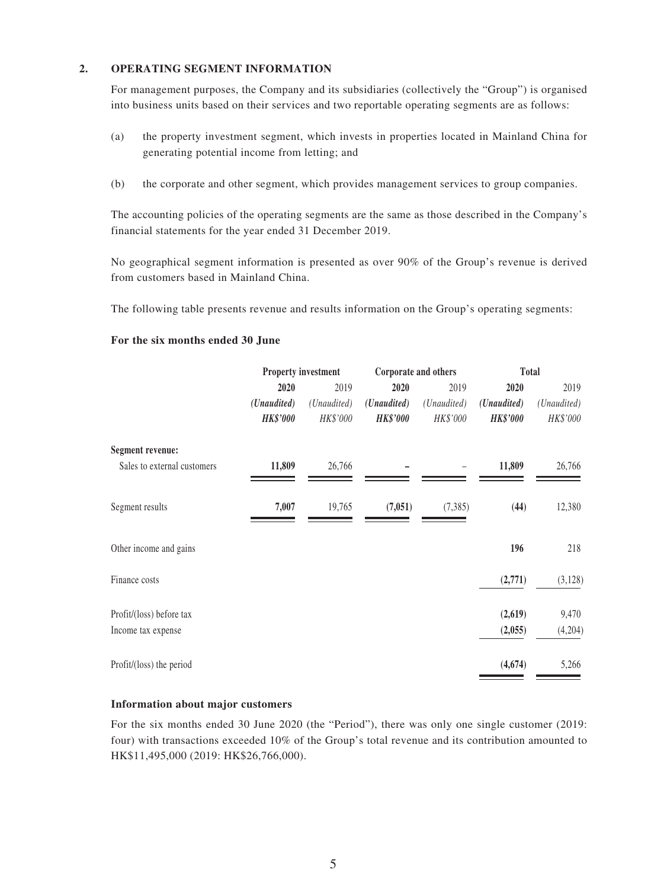## 2. OPERATING SEGMENT INFORMATION

For management purposes, the Company and its subsidiaries (collectively the "Group") is organised into business units based on their services and two reportable operating segments are as follows:

(a) the property investment segment, which invests in properties located in Mainland China for generating potential income from letting; and

(b) the corporate and other segment, which provides management services to group companies.

The accounting policies of the operating segments are the same as those described in the Company's financial statements for the year ended 31 December 2019.

No geographical segment information is presented as over 90% of the Group's revenue is derived from customers based in Mainland China.

The following table presents revenue and results information on the Group's operating segments:

**For the six months ended 30 June**

| | Property investment | | Corporate and others | | Total | |
|---|---|---|---|---|---|---|
| | **2020** | 2019 | **2020** | 2019 | **2020** | 2019 |
| | ***(Unaudited)*** | *(Unaudited)* | ***(Unaudited)*** | *(Unaudited)* | ***(Unaudited)*** | *(Unaudited)* |
| | ***HK$'000*** | *HK$'000* | ***HK$'000*** | *HK$'000* | ***HK$'000*** | *HK$'000* |
| **Segment revenue:** | | | | | | |
| Sales to external customers | **11,809** | 26,766 | **–** | – | **11,809** | 26,766 |
| Segment results | **7,007** | 19,765 | **(7,051)** | (7,385) | **(44)** | 12,380 |
| Other income and gains | | | | | **196** | 218 |
| Finance costs | | | | | **(2,771)** | (3,128) |
| Profit/(loss) before tax | | | | | **(2,619)** | 9,470 |
| Income tax expense | | | | | **(2,055)** | (4,204) |
| Profit/(loss) the period | | | | | **(4,674)** | 5,266 |

**Information about major customers**

For the six months ended 30 June 2020 (the "Period"), there was only one single customer (2019: four) with transactions exceeded 10% of the Group's total revenue and its contribution amounted to HK$11,495,000 (2019: HK$26,766,000).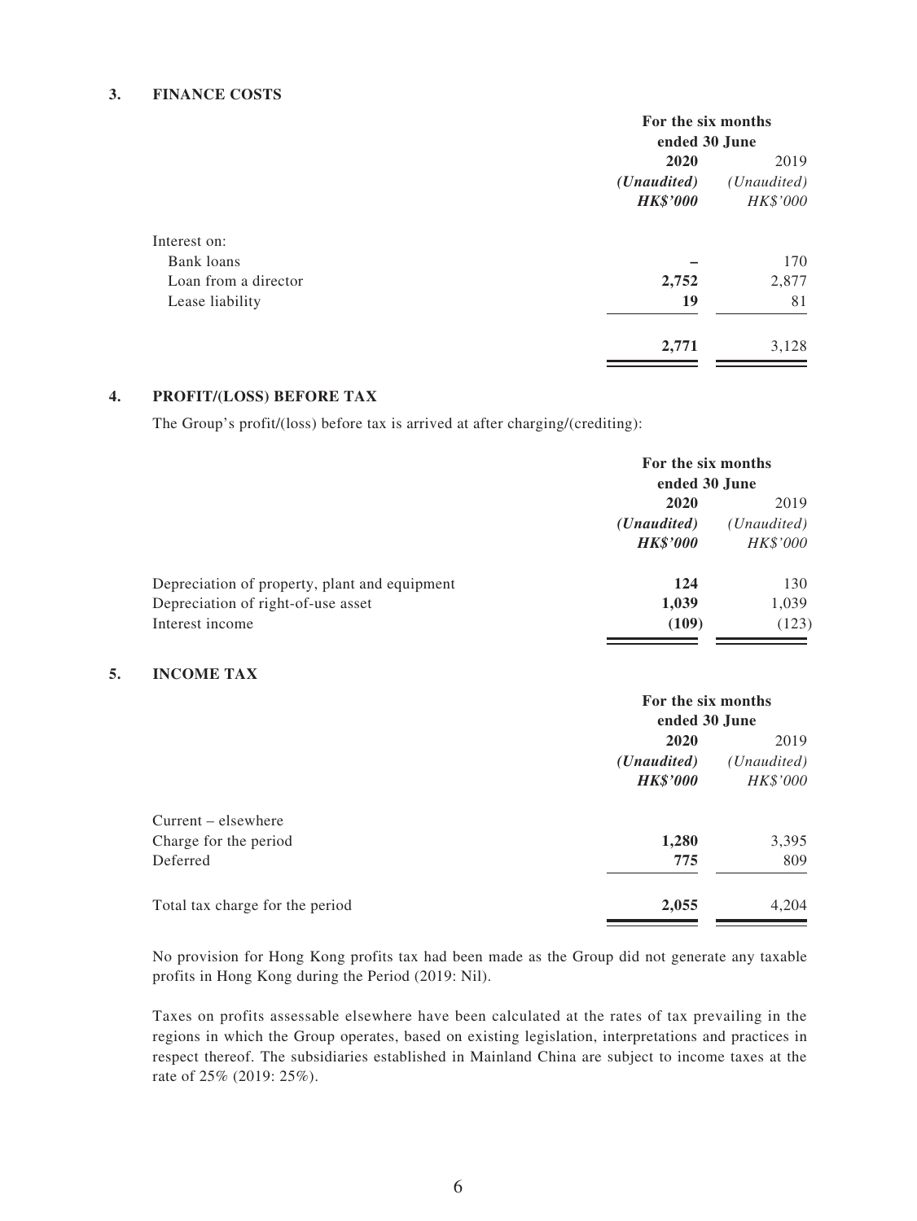## 3. FINANCE COSTS

| | For the six months ended 30 June | |
|---|---|---|
| | **2020** | 2019 |
| | ***(Unaudited)*** | *(Unaudited)* |
| | ***HK$'000*** | *HK$'000* |
| Interest on: | | |
| Bank loans | **–** | 170 |
| Loan from a director | **2,752** | 2,877 |
| Lease liability | **19** | 81 |
| | **2,771** | 3,128 |

## 4. PROFIT/(LOSS) BEFORE TAX

The Group's profit/(loss) before tax is arrived at after charging/(crediting):

| | For the six months ended 30 June | |
|---|---|---|
| | **2020** | 2019 |
| | ***(Unaudited)*** | *(Unaudited)* |
| | ***HK$'000*** | *HK$'000* |
| Depreciation of property, plant and equipment | **124** | 130 |
| Depreciation of right-of-use asset | **1,039** | 1,039 |
| Interest income | **(109)** | (123) |

## 5. INCOME TAX

| | For the six months ended 30 June | |
|---|---|---|
| | **2020** | 2019 |
| | ***(Unaudited)*** | *(Unaudited)* |
| | ***HK$'000*** | *HK$'000* |
| Current – elsewhere | | |
| Charge for the period | **1,280** | 3,395 |
| Deferred | **775** | 809 |
| Total tax charge for the period | **2,055** | 4,204 |

No provision for Hong Kong profits tax had been made as the Group did not generate any taxable profits in Hong Kong during the Period (2019: Nil).

Taxes on profits assessable elsewhere have been calculated at the rates of tax prevailing in the regions in which the Group operates, based on existing legislation, interpretations and practices in respect thereof. The subsidiaries established in Mainland China are subject to income taxes at the rate of 25% (2019: 25%).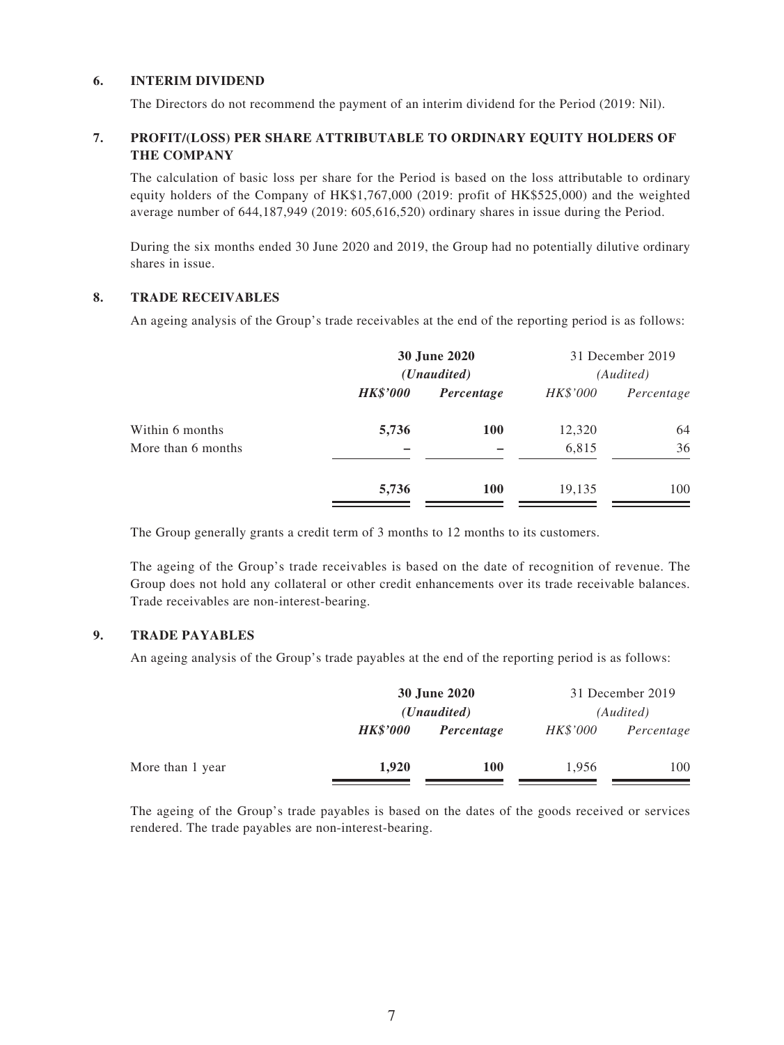## 6. INTERIM DIVIDEND

The Directors do not recommend the payment of an interim dividend for the Period (2019: Nil).

## 7. PROFIT/(LOSS) PER SHARE ATTRIBUTABLE TO ORDINARY EQUITY HOLDERS OF THE COMPANY

The calculation of basic loss per share for the Period is based on the loss attributable to ordinary equity holders of the Company of HK$1,767,000 (2019: profit of HK$525,000) and the weighted average number of 644,187,949 (2019: 605,616,520) ordinary shares in issue during the Period.

During the six months ended 30 June 2020 and 2019, the Group had no potentially dilutive ordinary shares in issue.

## 8. TRADE RECEIVABLES

An ageing analysis of the Group's trade receivables at the end of the reporting period is as follows:

| | **30 June 2020** | | 31 December 2019 | |
|---|---|---|---|---|
| | ***(Unaudited)*** | | *(Audited)* | |
| | ***HK$'000*** | ***Percentage*** | *HK$'000* | *Percentage* |
| Within 6 months | **5,736** | **100** | 12,320 | 64 |
| More than 6 months | **–** | **–** | 6,815 | 36 |
| | **5,736** | **100** | 19,135 | 100 |

The Group generally grants a credit term of 3 months to 12 months to its customers.

The ageing of the Group's trade receivables is based on the date of recognition of revenue. The Group does not hold any collateral or other credit enhancements over its trade receivable balances. Trade receivables are non-interest-bearing.

## 9. TRADE PAYABLES

An ageing analysis of the Group's trade payables at the end of the reporting period is as follows:

| | **30 June 2020** | | 31 December 2019 | |
|---|---|---|---|---|
| | ***(Unaudited)*** | | *(Audited)* | |
| | ***HK$'000*** | ***Percentage*** | *HK$'000* | *Percentage* |
| More than 1 year | **1,920** | **100** | 1,956 | 100 |

The ageing of the Group's trade payables is based on the dates of the goods received or services rendered. The trade payables are non-interest-bearing.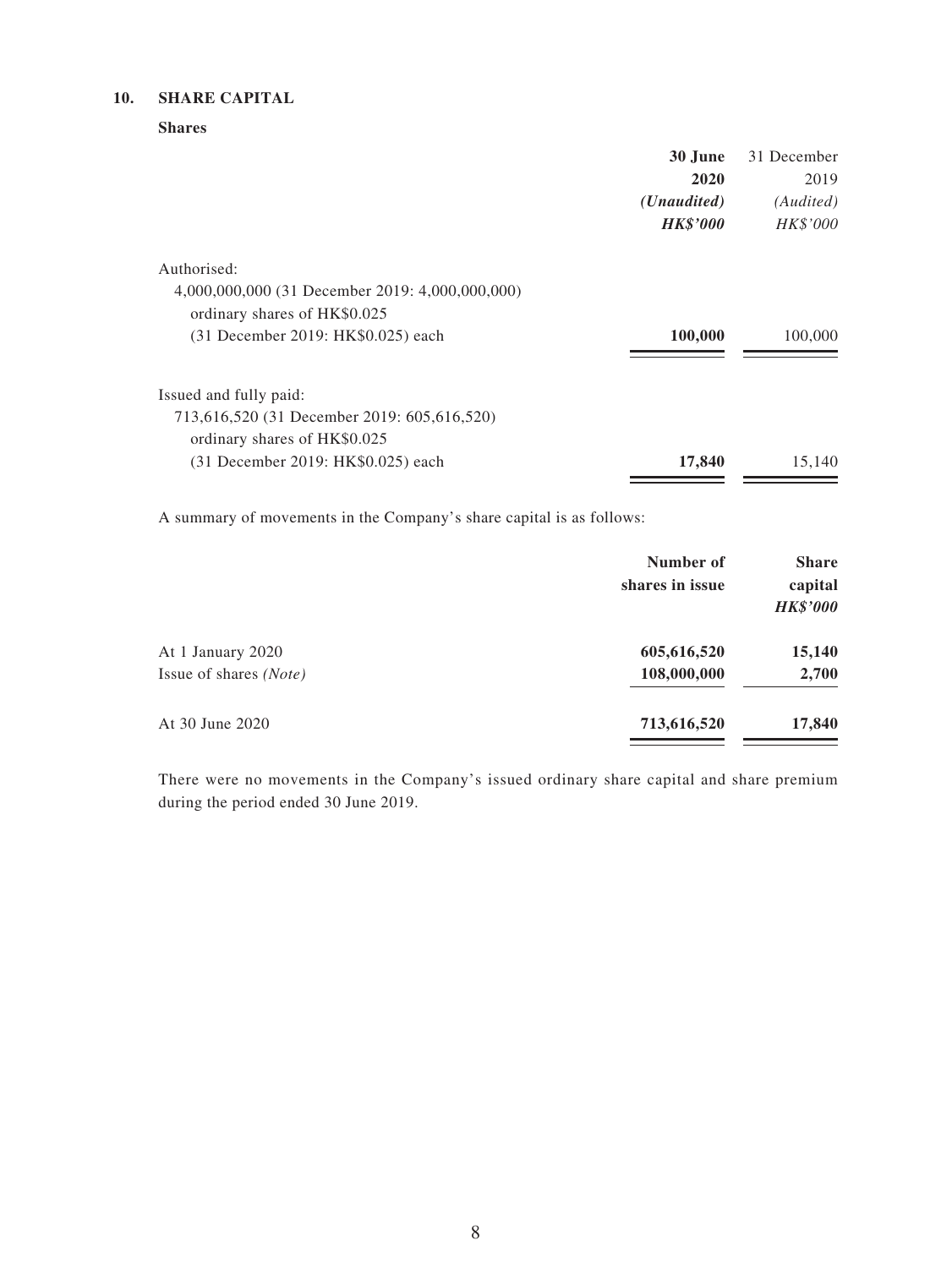## 10. SHARE CAPITAL

### Shares

| | **30 June 2020** | 31 December 2019 |
|---|---|---|
| | ***(Unaudited)*** | *(Audited)* |
| | ***HK$'000*** | *HK$'000* |
| Authorised: | | |
| 4,000,000,000 (31 December 2019: 4,000,000,000) ordinary shares of HK$0.025 (31 December 2019: HK$0.025) each | **100,000** | 100,000 |
| Issued and fully paid: | | |
| 713,616,520 (31 December 2019: 605,616,520) ordinary shares of HK$0.025 (31 December 2019: HK$0.025) each | **17,840** | 15,140 |

A summary of movements in the Company's share capital is as follows:

| | **Number of shares in issue** | **Share capital** |
|---|---|---|
| | | ***HK$'000*** |
| At 1 January 2020 | **605,616,520** | **15,140** |
| Issue of shares *(Note)* | **108,000,000** | **2,700** |
| At 30 June 2020 | **713,616,520** | **17,840** |

There were no movements in the Company's issued ordinary share capital and share premium during the period ended 30 June 2019.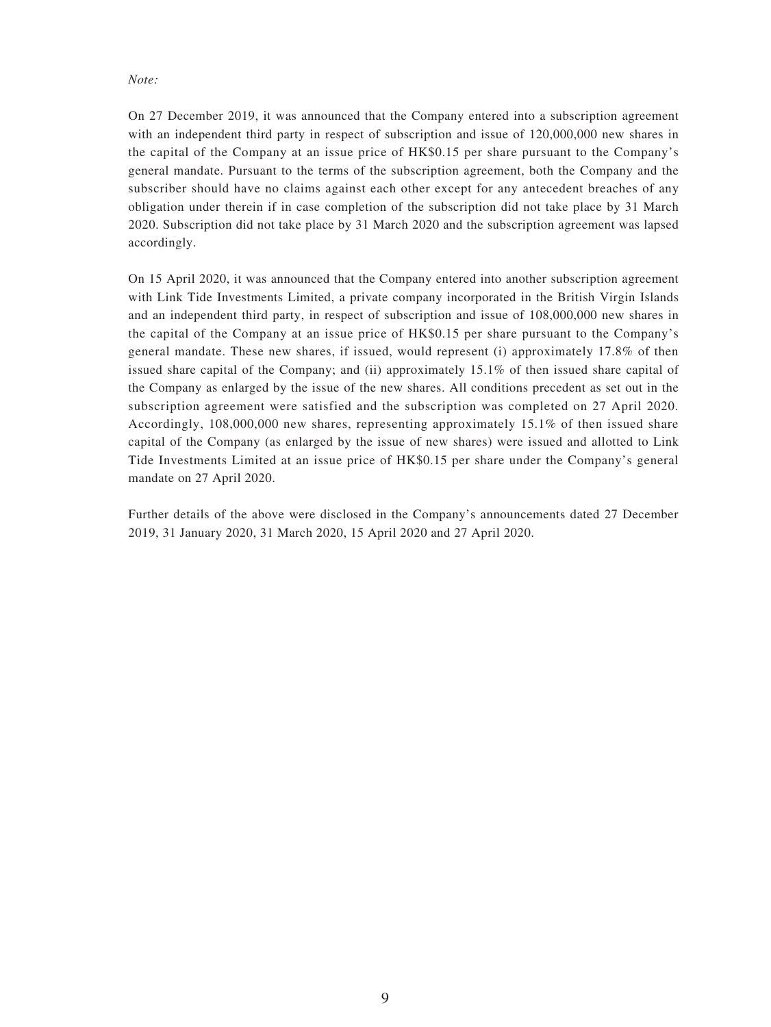*Note:*

On 27 December 2019, it was announced that the Company entered into a subscription agreement with an independent third party in respect of subscription and issue of 120,000,000 new shares in the capital of the Company at an issue price of HK$0.15 per share pursuant to the Company's general mandate. Pursuant to the terms of the subscription agreement, both the Company and the subscriber should have no claims against each other except for any antecedent breaches of any obligation under therein if in case completion of the subscription did not take place by 31 March 2020. Subscription did not take place by 31 March 2020 and the subscription agreement was lapsed accordingly.

On 15 April 2020, it was announced that the Company entered into another subscription agreement with Link Tide Investments Limited, a private company incorporated in the British Virgin Islands and an independent third party, in respect of subscription and issue of 108,000,000 new shares in the capital of the Company at an issue price of HK$0.15 per share pursuant to the Company's general mandate. These new shares, if issued, would represent (i) approximately 17.8% of then issued share capital of the Company; and (ii) approximately 15.1% of then issued share capital of the Company as enlarged by the issue of the new shares. All conditions precedent as set out in the subscription agreement were satisfied and the subscription was completed on 27 April 2020. Accordingly, 108,000,000 new shares, representing approximately 15.1% of then issued share capital of the Company (as enlarged by the issue of new shares) were issued and allotted to Link Tide Investments Limited at an issue price of HK$0.15 per share under the Company's general mandate on 27 April 2020.

Further details of the above were disclosed in the Company's announcements dated 27 December 2019, 31 January 2020, 31 March 2020, 15 April 2020 and 27 April 2020.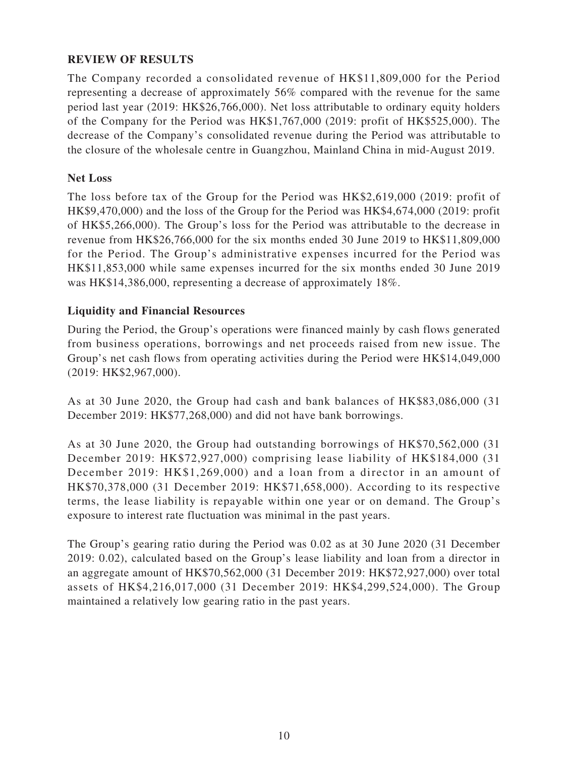## REVIEW OF RESULTS

The Company recorded a consolidated revenue of HK$11,809,000 for the Period representing a decrease of approximately 56% compared with the revenue for the same period last year (2019: HK$26,766,000). Net loss attributable to ordinary equity holders of the Company for the Period was HK$1,767,000 (2019: profit of HK$525,000). The decrease of the Company's consolidated revenue during the Period was attributable to the closure of the wholesale centre in Guangzhou, Mainland China in mid-August 2019.

### Net Loss

The loss before tax of the Group for the Period was HK$2,619,000 (2019: profit of HK$9,470,000) and the loss of the Group for the Period was HK$4,674,000 (2019: profit of HK$5,266,000). The Group's loss for the Period was attributable to the decrease in revenue from HK$26,766,000 for the six months ended 30 June 2019 to HK$11,809,000 for the Period. The Group's administrative expenses incurred for the Period was HK$11,853,000 while same expenses incurred for the six months ended 30 June 2019 was HK$14,386,000, representing a decrease of approximately 18%.

### Liquidity and Financial Resources

During the Period, the Group's operations were financed mainly by cash flows generated from business operations, borrowings and net proceeds raised from new issue. The Group's net cash flows from operating activities during the Period were HK$14,049,000 (2019: HK$2,967,000).

As at 30 June 2020, the Group had cash and bank balances of HK$83,086,000 (31 December 2019: HK$77,268,000) and did not have bank borrowings.

As at 30 June 2020, the Group had outstanding borrowings of HK$70,562,000 (31 December 2019: HK$72,927,000) comprising lease liability of HK$184,000 (31 December 2019: HK$1,269,000) and a loan from a director in an amount of HK$70,378,000 (31 December 2019: HK$71,658,000). According to its respective terms, the lease liability is repayable within one year or on demand. The Group's exposure to interest rate fluctuation was minimal in the past years.

The Group's gearing ratio during the Period was 0.02 as at 30 June 2020 (31 December 2019: 0.02), calculated based on the Group's lease liability and loan from a director in an aggregate amount of HK$70,562,000 (31 December 2019: HK$72,927,000) over total assets of HK$4,216,017,000 (31 December 2019: HK$4,299,524,000). The Group maintained a relatively low gearing ratio in the past years.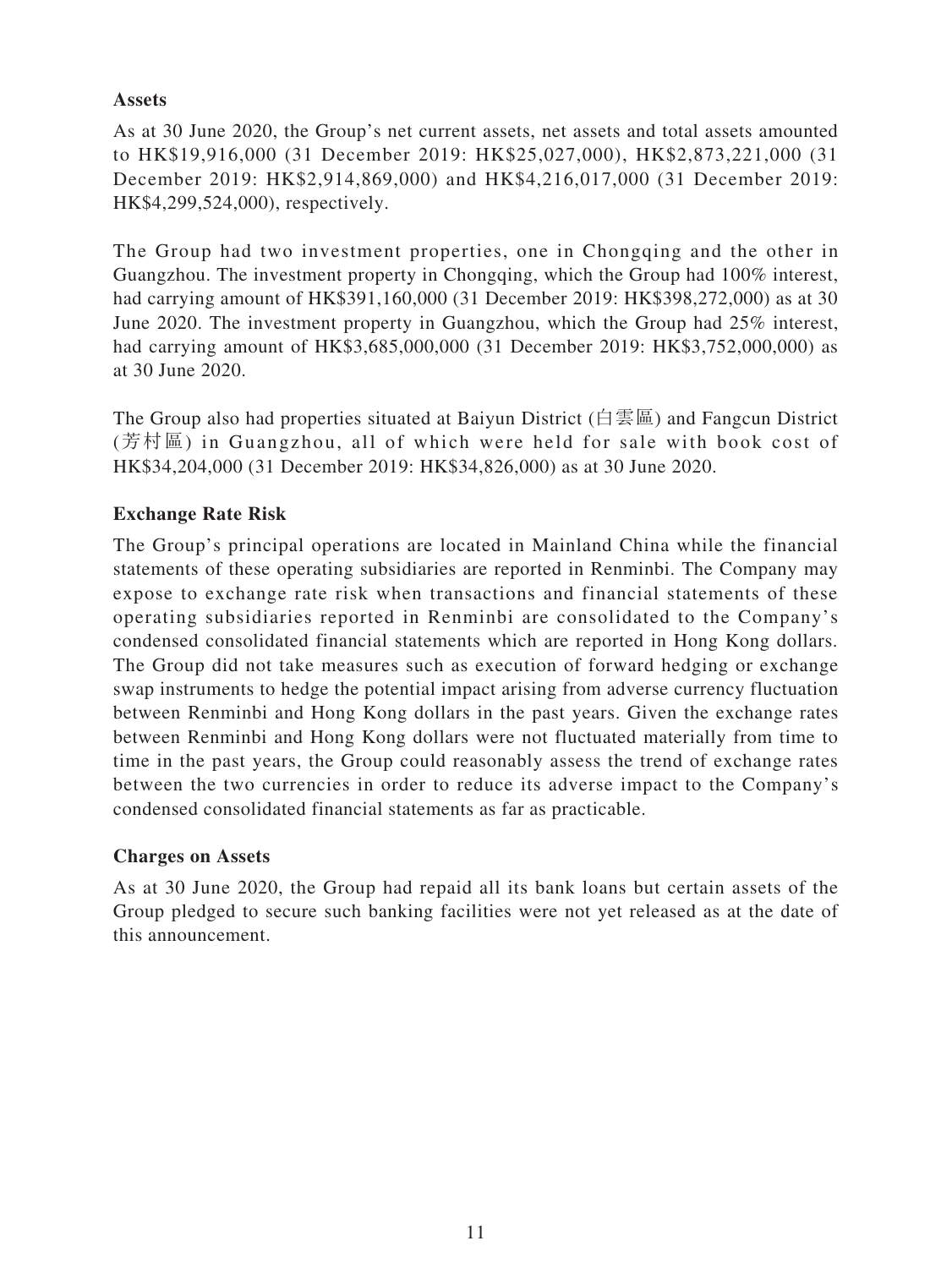**Assets**

As at 30 June 2020, the Group's net current assets, net assets and total assets amounted to HK$19,916,000 (31 December 2019: HK$25,027,000), HK$2,873,221,000 (31 December 2019: HK$2,914,869,000) and HK$4,216,017,000 (31 December 2019: HK$4,299,524,000), respectively.

The Group had two investment properties, one in Chongqing and the other in Guangzhou. The investment property in Chongqing, which the Group had 100% interest, had carrying amount of HK$391,160,000 (31 December 2019: HK$398,272,000) as at 30 June 2020. The investment property in Guangzhou, which the Group had 25% interest, had carrying amount of HK$3,685,000,000 (31 December 2019: HK$3,752,000,000) as at 30 June 2020.

The Group also had properties situated at Baiyun District (白雲區) and Fangcun District (芳村區) in Guangzhou, all of which were held for sale with book cost of HK$34,204,000 (31 December 2019: HK$34,826,000) as at 30 June 2020.

**Exchange Rate Risk**

The Group's principal operations are located in Mainland China while the financial statements of these operating subsidiaries are reported in Renminbi. The Company may expose to exchange rate risk when transactions and financial statements of these operating subsidiaries reported in Renminbi are consolidated to the Company's condensed consolidated financial statements which are reported in Hong Kong dollars. The Group did not take measures such as execution of forward hedging or exchange swap instruments to hedge the potential impact arising from adverse currency fluctuation between Renminbi and Hong Kong dollars in the past years. Given the exchange rates between Renminbi and Hong Kong dollars were not fluctuated materially from time to time in the past years, the Group could reasonably assess the trend of exchange rates between the two currencies in order to reduce its adverse impact to the Company's condensed consolidated financial statements as far as practicable.

**Charges on Assets**

As at 30 June 2020, the Group had repaid all its bank loans but certain assets of the Group pledged to secure such banking facilities were not yet released as at the date of this announcement.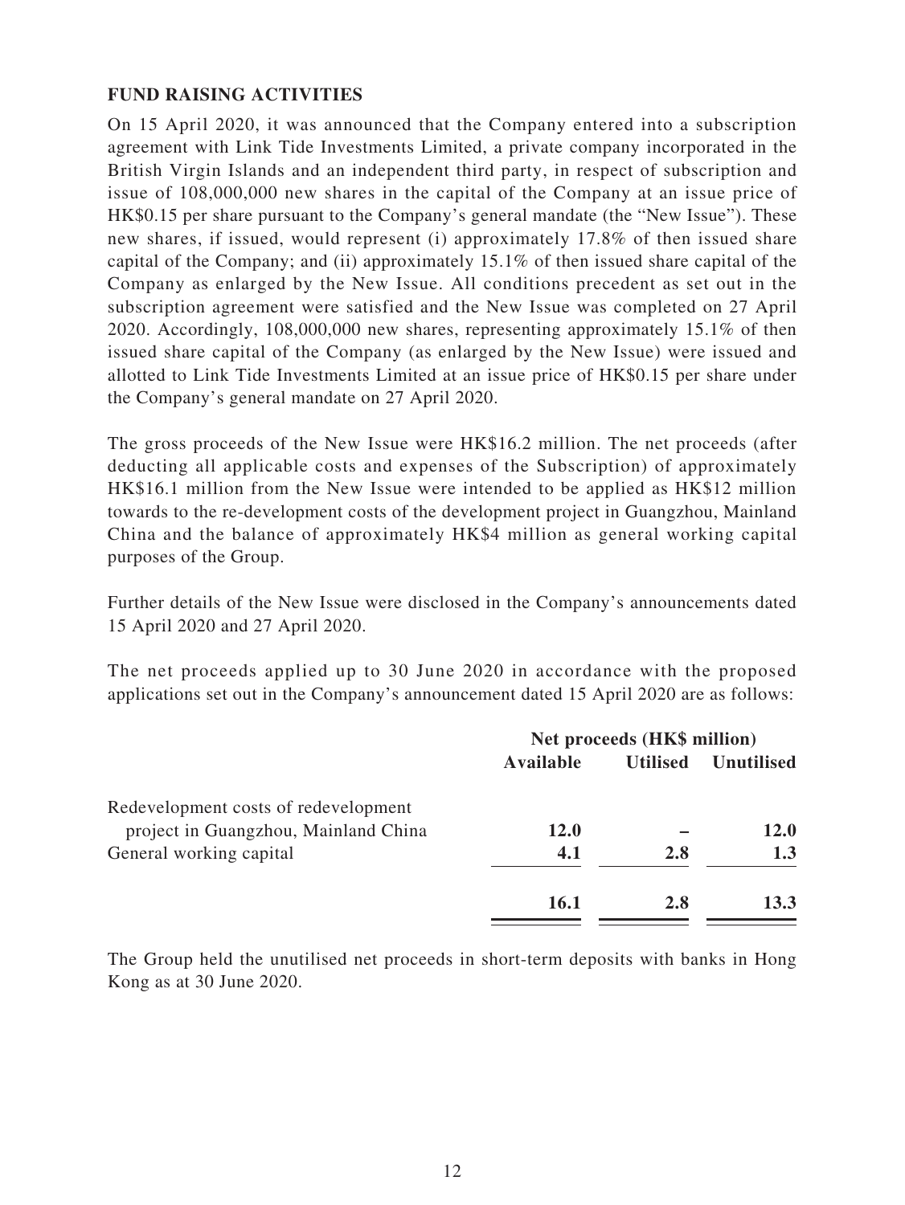## FUND RAISING ACTIVITIES

On 15 April 2020, it was announced that the Company entered into a subscription agreement with Link Tide Investments Limited, a private company incorporated in the British Virgin Islands and an independent third party, in respect of subscription and issue of 108,000,000 new shares in the capital of the Company at an issue price of HK$0.15 per share pursuant to the Company's general mandate (the "New Issue"). These new shares, if issued, would represent (i) approximately 17.8% of then issued share capital of the Company; and (ii) approximately 15.1% of then issued share capital of the Company as enlarged by the New Issue. All conditions precedent as set out in the subscription agreement were satisfied and the New Issue was completed on 27 April 2020. Accordingly, 108,000,000 new shares, representing approximately 15.1% of then issued share capital of the Company (as enlarged by the New Issue) were issued and allotted to Link Tide Investments Limited at an issue price of HK$0.15 per share under the Company's general mandate on 27 April 2020.

The gross proceeds of the New Issue were HK$16.2 million. The net proceeds (after deducting all applicable costs and expenses of the Subscription) of approximately HK$16.1 million from the New Issue were intended to be applied as HK$12 million towards to the re-development costs of the development project in Guangzhou, Mainland China and the balance of approximately HK$4 million as general working capital purposes of the Group.

Further details of the New Issue were disclosed in the Company's announcements dated 15 April 2020 and 27 April 2020.

The net proceeds applied up to 30 June 2020 in accordance with the proposed applications set out in the Company's announcement dated 15 April 2020 are as follows:

| | Net proceeds (HK$ million) | | |
|---|---|---|---|
| | **Available** | **Utilised** | **Unutilised** |
| Redevelopment costs of redevelopment project in Guangzhou, Mainland China | **12.0** | – | **12.0** |
| General working capital | **4.1** | **2.8** | **1.3** |
| | **16.1** | **2.8** | **13.3** |

The Group held the unutilised net proceeds in short-term deposits with banks in Hong Kong as at 30 June 2020.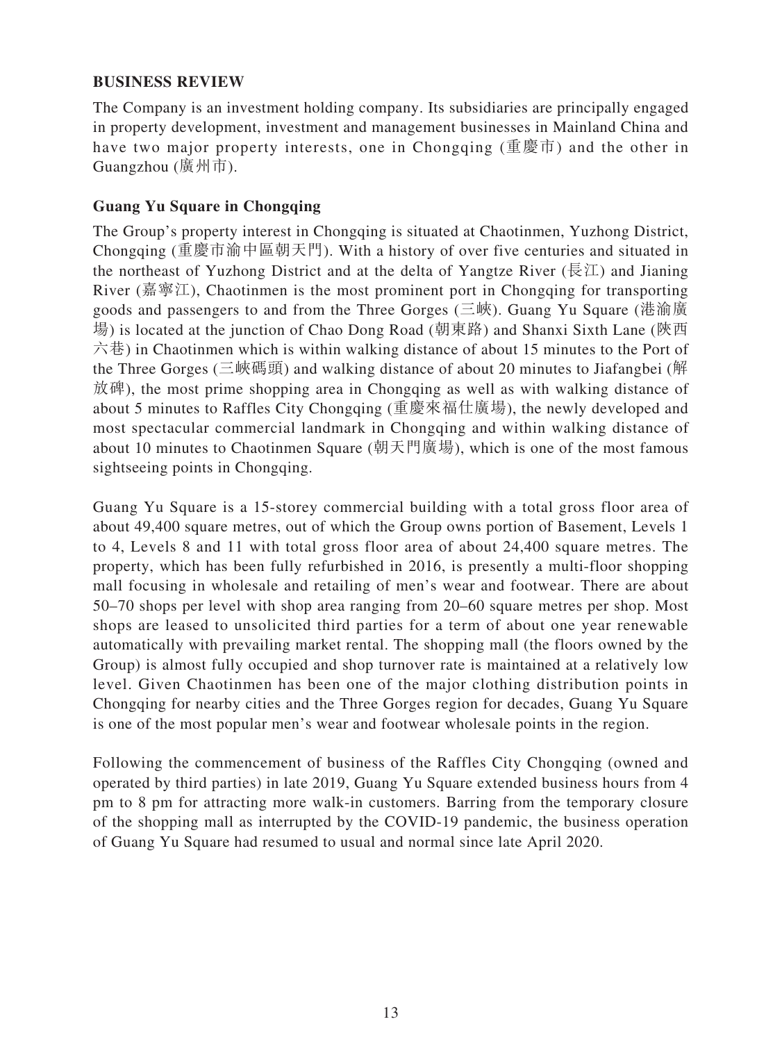## BUSINESS REVIEW

The Company is an investment holding company. Its subsidiaries are principally engaged in property development, investment and management businesses in Mainland China and have two major property interests, one in Chongqing (重慶市) and the other in Guangzhou (廣州市).

### Guang Yu Square in Chongqing

The Group's property interest in Chongqing is situated at Chaotinmen, Yuzhong District, Chongqing (重慶市渝中區朝天門). With a history of over five centuries and situated in the northeast of Yuzhong District and at the delta of Yangtze River (長江) and Jianing River (嘉寧江), Chaotinmen is the most prominent port in Chongqing for transporting goods and passengers to and from the Three Gorges (三峽). Guang Yu Square (港渝廣場) is located at the junction of Chao Dong Road (朝東路) and Shanxi Sixth Lane (陝西六巷) in Chaotinmen which is within walking distance of about 15 minutes to the Port of the Three Gorges (三峽碼頭) and walking distance of about 20 minutes to Jiafangbei (解放碑), the most prime shopping area in Chongqing as well as with walking distance of about 5 minutes to Raffles City Chongqing (重慶來福仕廣場), the newly developed and most spectacular commercial landmark in Chongqing and within walking distance of about 10 minutes to Chaotinmen Square (朝天門廣場), which is one of the most famous sightseeing points in Chongqing.

Guang Yu Square is a 15-storey commercial building with a total gross floor area of about 49,400 square metres, out of which the Group owns portion of Basement, Levels 1 to 4, Levels 8 and 11 with total gross floor area of about 24,400 square metres. The property, which has been fully refurbished in 2016, is presently a multi-floor shopping mall focusing in wholesale and retailing of men's wear and footwear. There are about 50–70 shops per level with shop area ranging from 20–60 square metres per shop. Most shops are leased to unsolicited third parties for a term of about one year renewable automatically with prevailing market rental. The shopping mall (the floors owned by the Group) is almost fully occupied and shop turnover rate is maintained at a relatively low level. Given Chaotinmen has been one of the major clothing distribution points in Chongqing for nearby cities and the Three Gorges region for decades, Guang Yu Square is one of the most popular men's wear and footwear wholesale points in the region.

Following the commencement of business of the Raffles City Chongqing (owned and operated by third parties) in late 2019, Guang Yu Square extended business hours from 4 pm to 8 pm for attracting more walk-in customers. Barring from the temporary closure of the shopping mall as interrupted by the COVID-19 pandemic, the business operation of Guang Yu Square had resumed to usual and normal since late April 2020.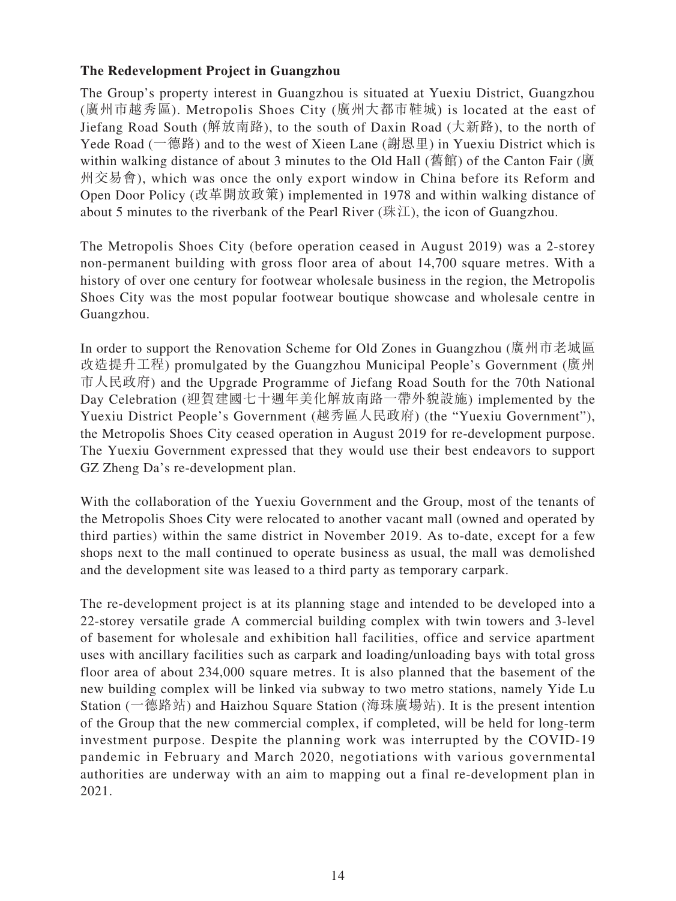**The Redevelopment Project in Guangzhou**

The Group's property interest in Guangzhou is situated at Yuexiu District, Guangzhou (廣州市越秀區). Metropolis Shoes City (廣州大都市鞋城) is located at the east of Jiefang Road South (解放南路), to the south of Daxin Road (大新路), to the north of Yede Road (一德路) and to the west of Xieen Lane (謝恩里) in Yuexiu District which is within walking distance of about 3 minutes to the Old Hall (舊館) of the Canton Fair (廣州交易會), which was once the only export window in China before its Reform and Open Door Policy (改革開放政策) implemented in 1978 and within walking distance of about 5 minutes to the riverbank of the Pearl River (珠江), the icon of Guangzhou.

The Metropolis Shoes City (before operation ceased in August 2019) was a 2-storey non-permanent building with gross floor area of about 14,700 square metres. With a history of over one century for footwear wholesale business in the region, the Metropolis Shoes City was the most popular footwear boutique showcase and wholesale centre in Guangzhou.

In order to support the Renovation Scheme for Old Zones in Guangzhou (廣州市老城區改造提升工程) promulgated by the Guangzhou Municipal People's Government (廣州市人民政府) and the Upgrade Programme of Jiefang Road South for the 70th National Day Celebration (迎賀建國七十週年美化解放南路一帶外貌設施) implemented by the Yuexiu District People's Government (越秀區人民政府) (the "Yuexiu Government"), the Metropolis Shoes City ceased operation in August 2019 for re-development purpose. The Yuexiu Government expressed that they would use their best endeavors to support GZ Zheng Da's re-development plan.

With the collaboration of the Yuexiu Government and the Group, most of the tenants of the Metropolis Shoes City were relocated to another vacant mall (owned and operated by third parties) within the same district in November 2019. As to-date, except for a few shops next to the mall continued to operate business as usual, the mall was demolished and the development site was leased to a third party as temporary carpark.

The re-development project is at its planning stage and intended to be developed into a 22-storey versatile grade A commercial building complex with twin towers and 3-level of basement for wholesale and exhibition hall facilities, office and service apartment uses with ancillary facilities such as carpark and loading/unloading bays with total gross floor area of about 234,000 square metres. It is also planned that the basement of the new building complex will be linked via subway to two metro stations, namely Yide Lu Station (一德路站) and Haizhou Square Station (海珠廣場站). It is the present intention of the Group that the new commercial complex, if completed, will be held for long-term investment purpose. Despite the planning work was interrupted by the COVID-19 pandemic in February and March 2020, negotiations with various governmental authorities are underway with an aim to mapping out a final re-development plan in 2021.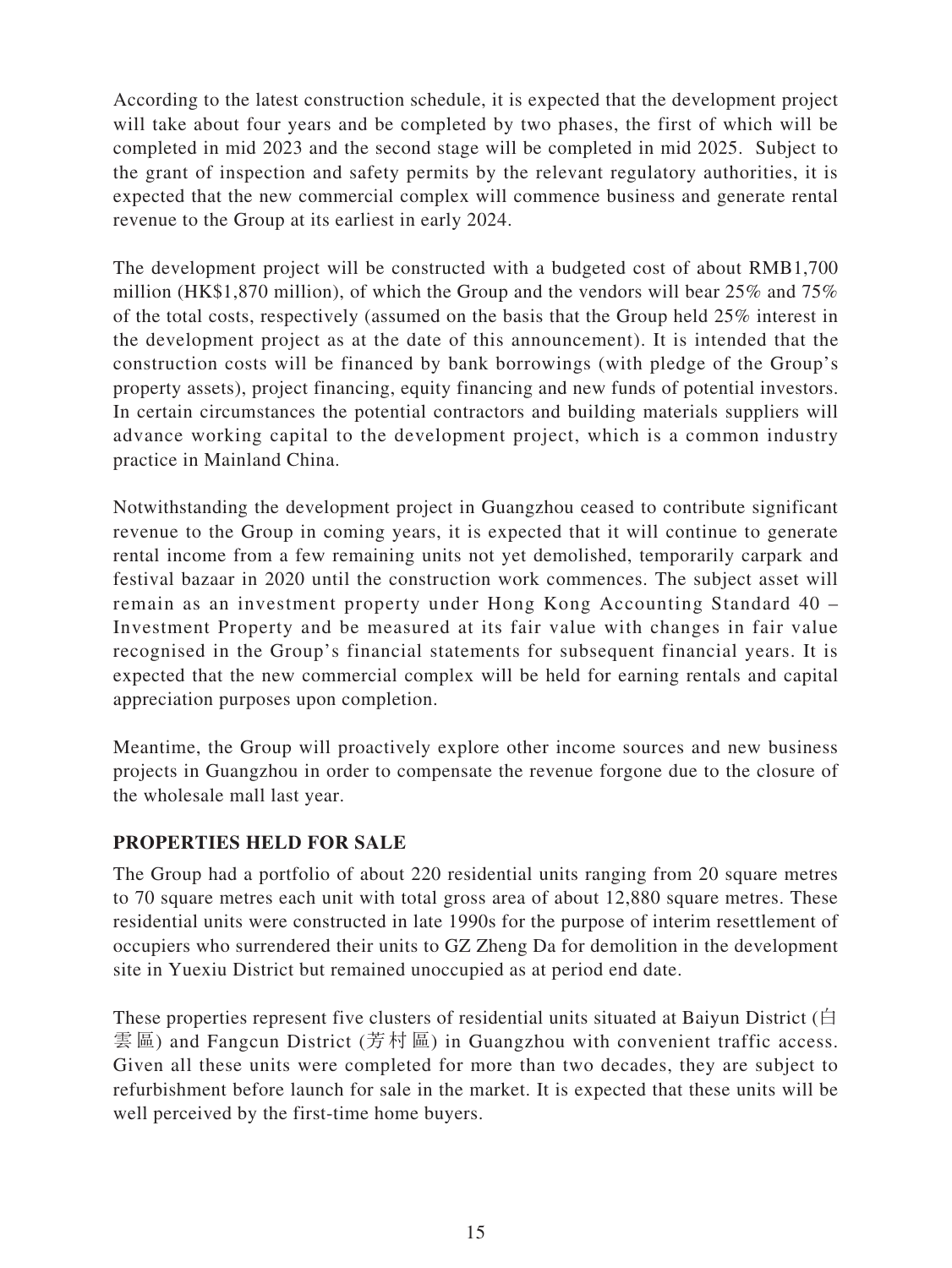According to the latest construction schedule, it is expected that the development project will take about four years and be completed by two phases, the first of which will be completed in mid 2023 and the second stage will be completed in mid 2025. Subject to the grant of inspection and safety permits by the relevant regulatory authorities, it is expected that the new commercial complex will commence business and generate rental revenue to the Group at its earliest in early 2024.

The development project will be constructed with a budgeted cost of about RMB1,700 million (HK$1,870 million), of which the Group and the vendors will bear 25% and 75% of the total costs, respectively (assumed on the basis that the Group held 25% interest in the development project as at the date of this announcement). It is intended that the construction costs will be financed by bank borrowings (with pledge of the Group's property assets), project financing, equity financing and new funds of potential investors. In certain circumstances the potential contractors and building materials suppliers will advance working capital to the development project, which is a common industry practice in Mainland China.

Notwithstanding the development project in Guangzhou ceased to contribute significant revenue to the Group in coming years, it is expected that it will continue to generate rental income from a few remaining units not yet demolished, temporarily carpark and festival bazaar in 2020 until the construction work commences. The subject asset will remain as an investment property under Hong Kong Accounting Standard 40 – Investment Property and be measured at its fair value with changes in fair value recognised in the Group's financial statements for subsequent financial years. It is expected that the new commercial complex will be held for earning rentals and capital appreciation purposes upon completion.

Meantime, the Group will proactively explore other income sources and new business projects in Guangzhou in order to compensate the revenue forgone due to the closure of the wholesale mall last year.

## PROPERTIES HELD FOR SALE

The Group had a portfolio of about 220 residential units ranging from 20 square metres to 70 square metres each unit with total gross area of about 12,880 square metres. These residential units were constructed in late 1990s for the purpose of interim resettlement of occupiers who surrendered their units to GZ Zheng Da for demolition in the development site in Yuexiu District but remained unoccupied as at period end date.

These properties represent five clusters of residential units situated at Baiyun District (白雲區) and Fangcun District (芳村區) in Guangzhou with convenient traffic access. Given all these units were completed for more than two decades, they are subject to refurbishment before launch for sale in the market. It is expected that these units will be well perceived by the first-time home buyers.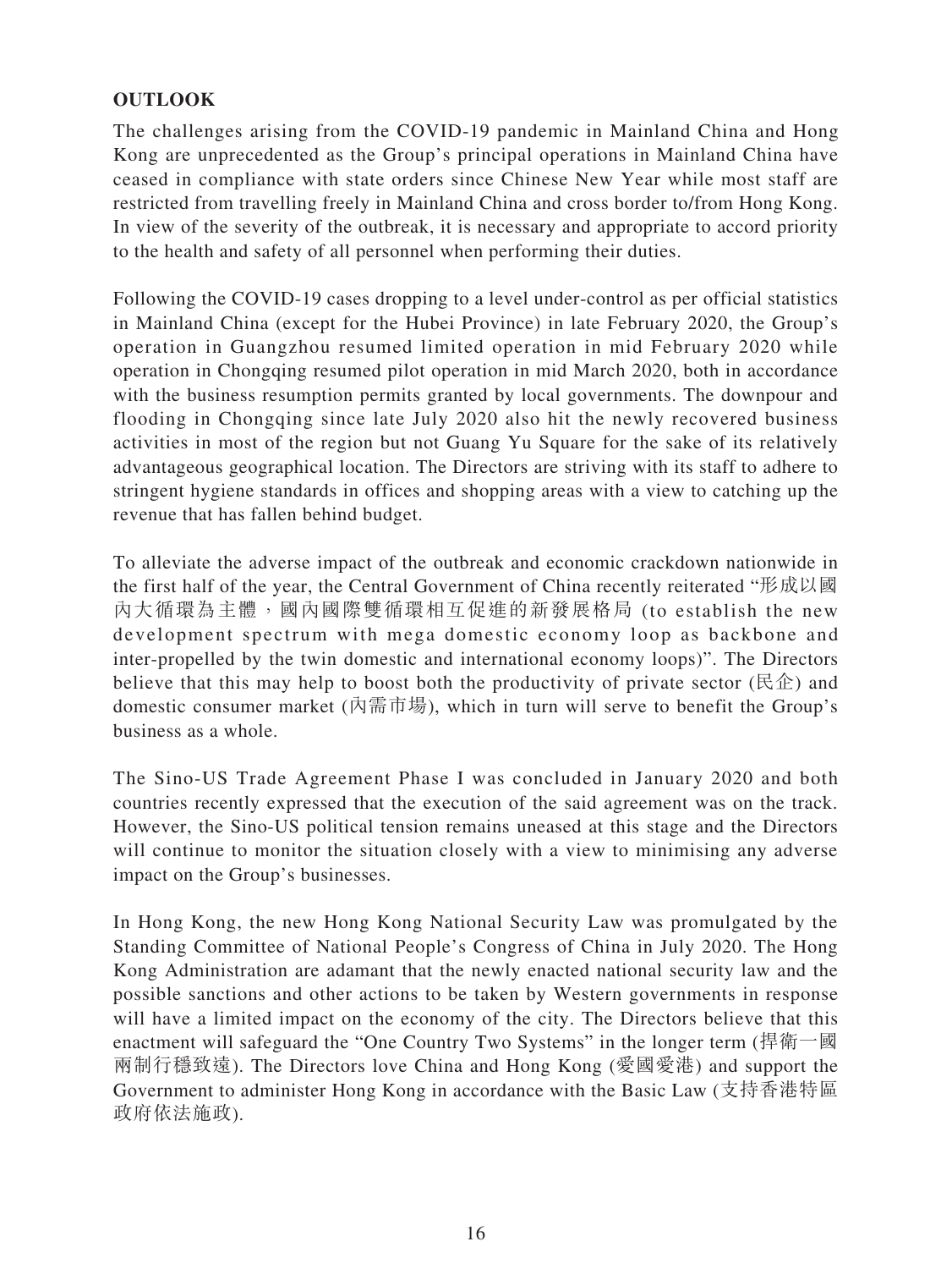**OUTLOOK**

The challenges arising from the COVID-19 pandemic in Mainland China and Hong Kong are unprecedented as the Group's principal operations in Mainland China have ceased in compliance with state orders since Chinese New Year while most staff are restricted from travelling freely in Mainland China and cross border to/from Hong Kong. In view of the severity of the outbreak, it is necessary and appropriate to accord priority to the health and safety of all personnel when performing their duties.

Following the COVID-19 cases dropping to a level under-control as per official statistics in Mainland China (except for the Hubei Province) in late February 2020, the Group's operation in Guangzhou resumed limited operation in mid February 2020 while operation in Chongqing resumed pilot operation in mid March 2020, both in accordance with the business resumption permits granted by local governments. The downpour and flooding in Chongqing since late July 2020 also hit the newly recovered business activities in most of the region but not Guang Yu Square for the sake of its relatively advantageous geographical location. The Directors are striving with its staff to adhere to stringent hygiene standards in offices and shopping areas with a view to catching up the revenue that has fallen behind budget.

To alleviate the adverse impact of the outbreak and economic crackdown nationwide in the first half of the year, the Central Government of China recently reiterated "形成以國內大循環為主體，國內國際雙循環相互促進的新發展格局 (to establish the new development spectrum with mega domestic economy loop as backbone and inter-propelled by the twin domestic and international economy loops)". The Directors believe that this may help to boost both the productivity of private sector (民企) and domestic consumer market (內需市場), which in turn will serve to benefit the Group's business as a whole.

The Sino-US Trade Agreement Phase I was concluded in January 2020 and both countries recently expressed that the execution of the said agreement was on the track. However, the Sino-US political tension remains uneased at this stage and the Directors will continue to monitor the situation closely with a view to minimising any adverse impact on the Group's businesses.

In Hong Kong, the new Hong Kong National Security Law was promulgated by the Standing Committee of National People's Congress of China in July 2020. The Hong Kong Administration are adamant that the newly enacted national security law and the possible sanctions and other actions to be taken by Western governments in response will have a limited impact on the economy of the city. The Directors believe that this enactment will safeguard the "One Country Two Systems" in the longer term (捍衛一國兩制行穩致遠). The Directors love China and Hong Kong (愛國愛港) and support the Government to administer Hong Kong in accordance with the Basic Law (支持香港特區政府依法施政).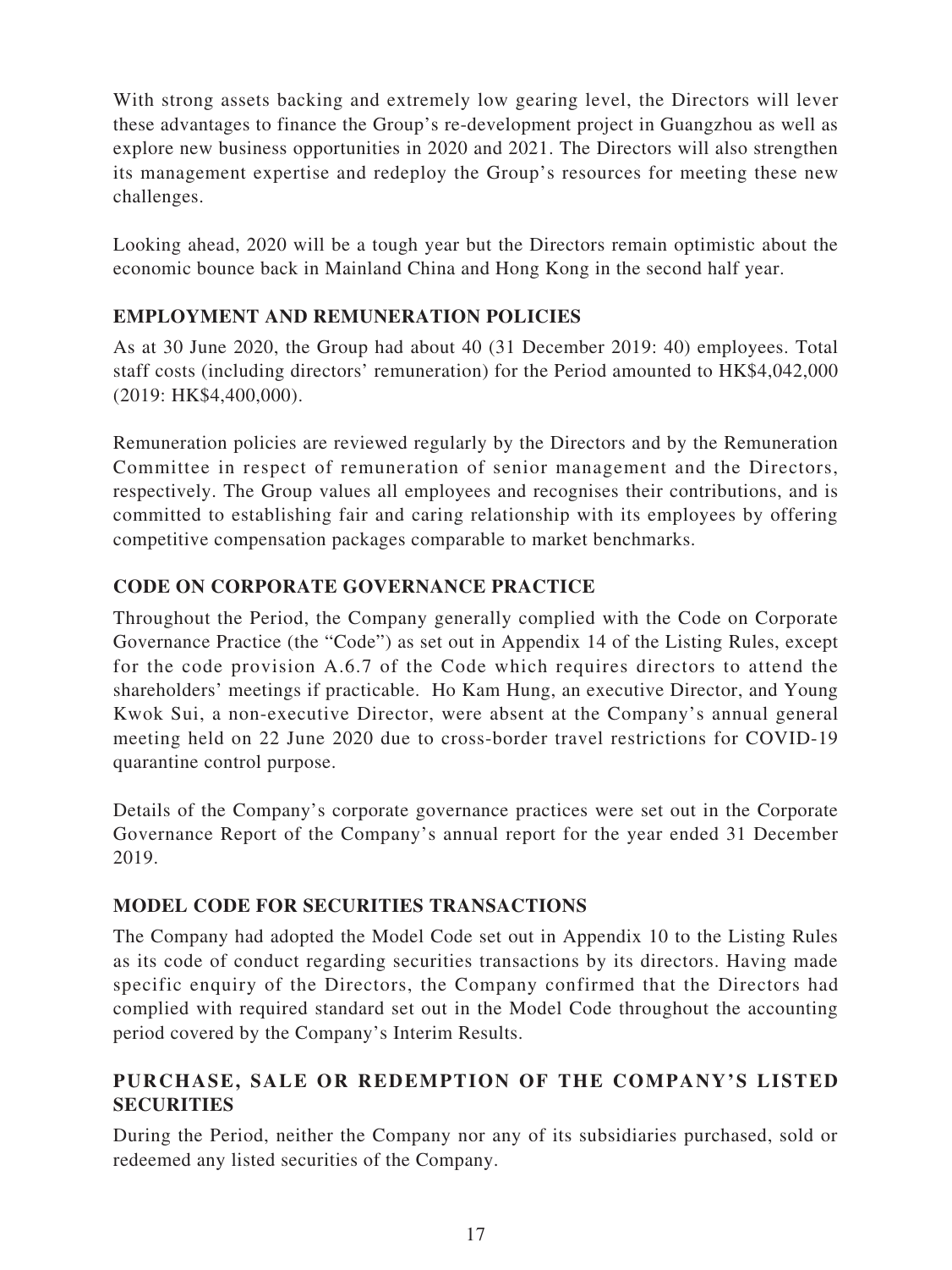With strong assets backing and extremely low gearing level, the Directors will lever these advantages to finance the Group's re-development project in Guangzhou as well as explore new business opportunities in 2020 and 2021. The Directors will also strengthen its management expertise and redeploy the Group's resources for meeting these new challenges.

Looking ahead, 2020 will be a tough year but the Directors remain optimistic about the economic bounce back in Mainland China and Hong Kong in the second half year.

## EMPLOYMENT AND REMUNERATION POLICIES

As at 30 June 2020, the Group had about 40 (31 December 2019: 40) employees. Total staff costs (including directors' remuneration) for the Period amounted to HK$4,042,000 (2019: HK$4,400,000).

Remuneration policies are reviewed regularly by the Directors and by the Remuneration Committee in respect of remuneration of senior management and the Directors, respectively. The Group values all employees and recognises their contributions, and is committed to establishing fair and caring relationship with its employees by offering competitive compensation packages comparable to market benchmarks.

## CODE ON CORPORATE GOVERNANCE PRACTICE

Throughout the Period, the Company generally complied with the Code on Corporate Governance Practice (the "Code") as set out in Appendix 14 of the Listing Rules, except for the code provision A.6.7 of the Code which requires directors to attend the shareholders' meetings if practicable. Ho Kam Hung, an executive Director, and Young Kwok Sui, a non-executive Director, were absent at the Company's annual general meeting held on 22 June 2020 due to cross-border travel restrictions for COVID-19 quarantine control purpose.

Details of the Company's corporate governance practices were set out in the Corporate Governance Report of the Company's annual report for the year ended 31 December 2019.

## MODEL CODE FOR SECURITIES TRANSACTIONS

The Company had adopted the Model Code set out in Appendix 10 to the Listing Rules as its code of conduct regarding securities transactions by its directors. Having made specific enquiry of the Directors, the Company confirmed that the Directors had complied with required standard set out in the Model Code throughout the accounting period covered by the Company's Interim Results.

## PURCHASE, SALE OR REDEMPTION OF THE COMPANY'S LISTED SECURITIES

During the Period, neither the Company nor any of its subsidiaries purchased, sold or redeemed any listed securities of the Company.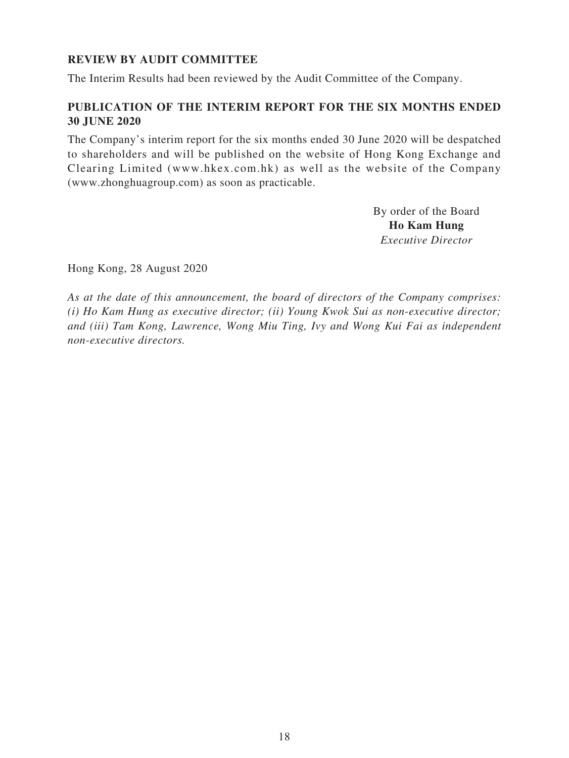## REVIEW BY AUDIT COMMITTEE

The Interim Results had been reviewed by the Audit Committee of the Company.

## PUBLICATION OF THE INTERIM REPORT FOR THE SIX MONTHS ENDED 30 JUNE 2020

The Company's interim report for the six months ended 30 June 2020 will be despatched to shareholders and will be published on the website of Hong Kong Exchange and Clearing Limited (www.hkex.com.hk) as well as the website of the Company (www.zhonghuagroup.com) as soon as practicable.

By order of the Board
**Ho Kam Hung**
*Executive Director*

Hong Kong, 28 August 2020

*As at the date of this announcement, the board of directors of the Company comprises: (i) Ho Kam Hung as executive director; (ii) Young Kwok Sui as non-executive director; and (iii) Tam Kong, Lawrence, Wong Miu Ting, Ivy and Wong Kui Fai as independent non-executive directors.*